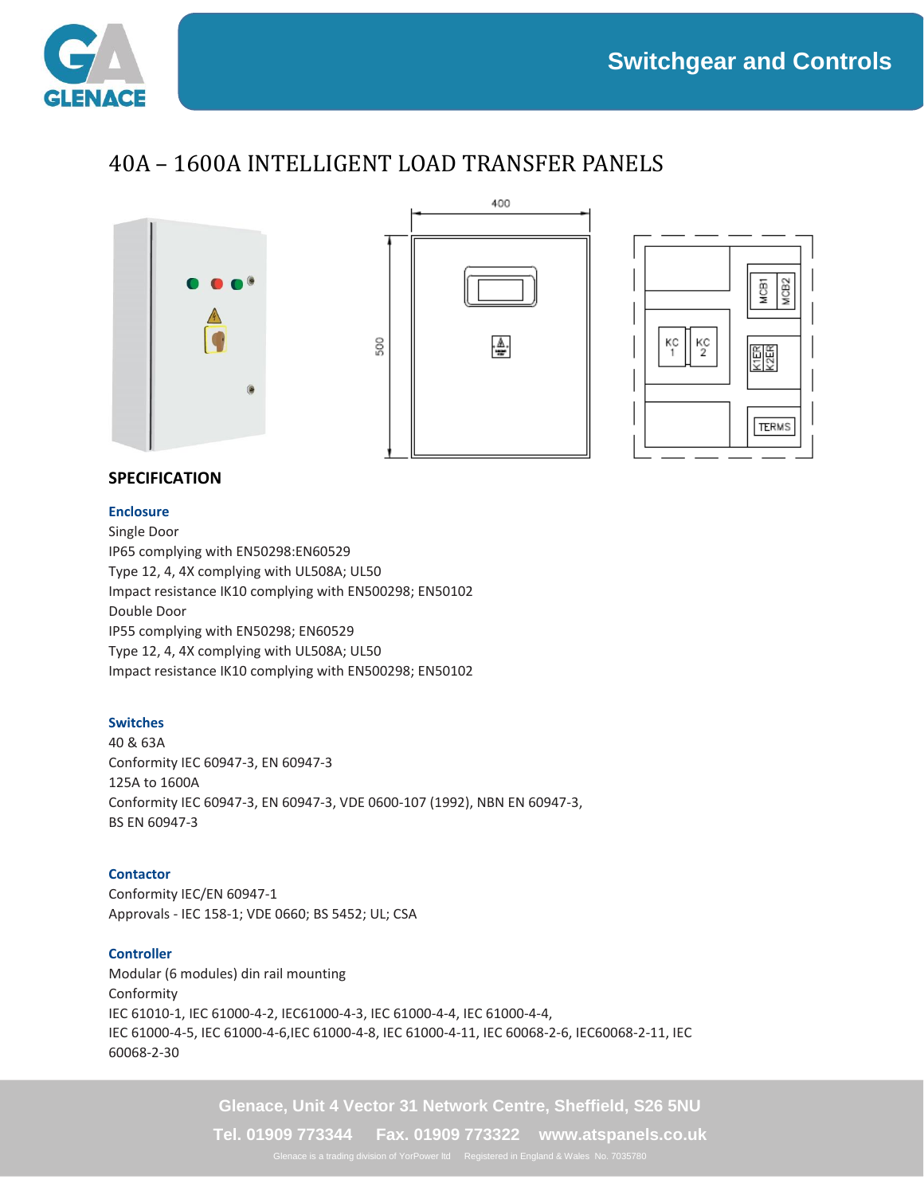# 40A – 1600A INTELLIGENT LOAD TRANSFER PANELS

## SPECIFICATION

### Enclosure

Single Door
IP65 complying with EN50298:EN60529
Type 12, 4, 4X complying with UL508A; UL50
Impact resistance IK10 complying with EN500298; EN50102
Double Door
IP55 complying with EN50298; EN60529
Type 12, 4, 4X complying with UL508A; UL50
Impact resistance IK10 complying with EN500298; EN50102

### Switches

40 & 63A
Conformity IEC 60947-3, EN 60947-3
125A to 1600A
Conformity IEC 60947-3, EN 60947-3, VDE 0600-107 (1992), NBN EN 60947-3, BS EN 60947-3

### Contactor

Conformity IEC/EN 60947-1
Approvals - IEC 158-1; VDE 0660; BS 5452; UL; CSA

### Controller

Modular (6 modules) din rail mounting
Conformity
IEC 61010-1, IEC 61000-4-2, IEC61000-4-3, IEC 61000-4-4, IEC 61000-4-4,
IEC 61000-4-5, IEC 61000-4-6,IEC 61000-4-8, IEC 61000-4-11, IEC 60068-2-6, IEC60068-2-11, IEC 60068-2-30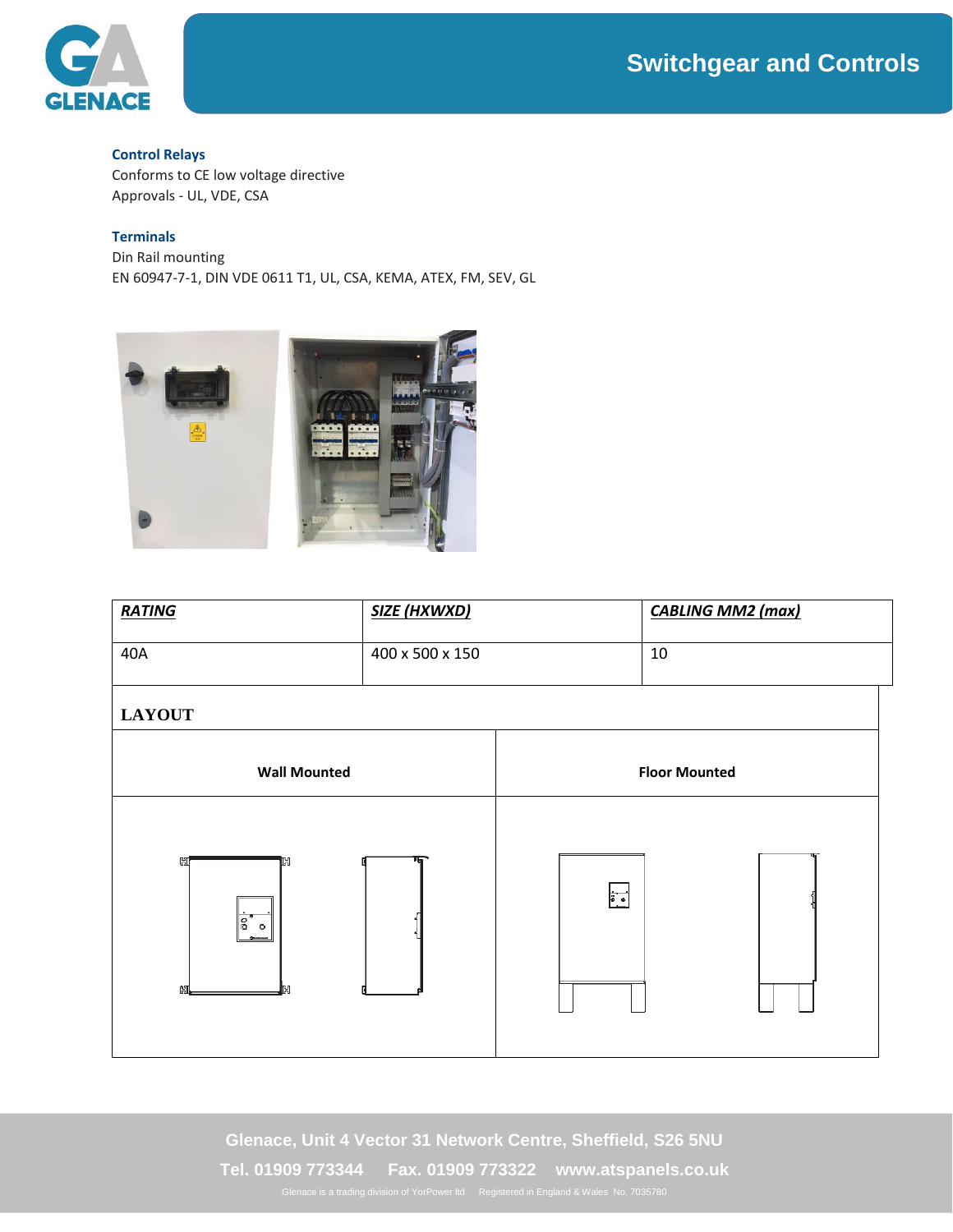## Switchgear and Controls

**Control Relays**
Conforms to CE low voltage directive
Approvals - UL, VDE, CSA

**Terminals**
Din Rail mounting
EN 60947-7-1, DIN VDE 0611 T1, UL, CSA, KEMA, ATEX, FM, SEV, GL

| ***RATING*** | ***SIZE (HXWXD)*** | ***CABLING MM2 (max)*** |
|---|---|---|
| 40A | 400 x 500 x 150 | 10 |

**LAYOUT**

| **Wall Mounted** | **Floor Mounted** |
|---|---|
| | |

Glenace, Unit 4 Vector 31 Network Centre, Sheffield, S26 5NU
Tel. 01909 773344 Fax. 01909 773322 www.atspanels.co.uk
Glenace is a trading division of YorPower ltd Registered in England & Wales No. 7035780